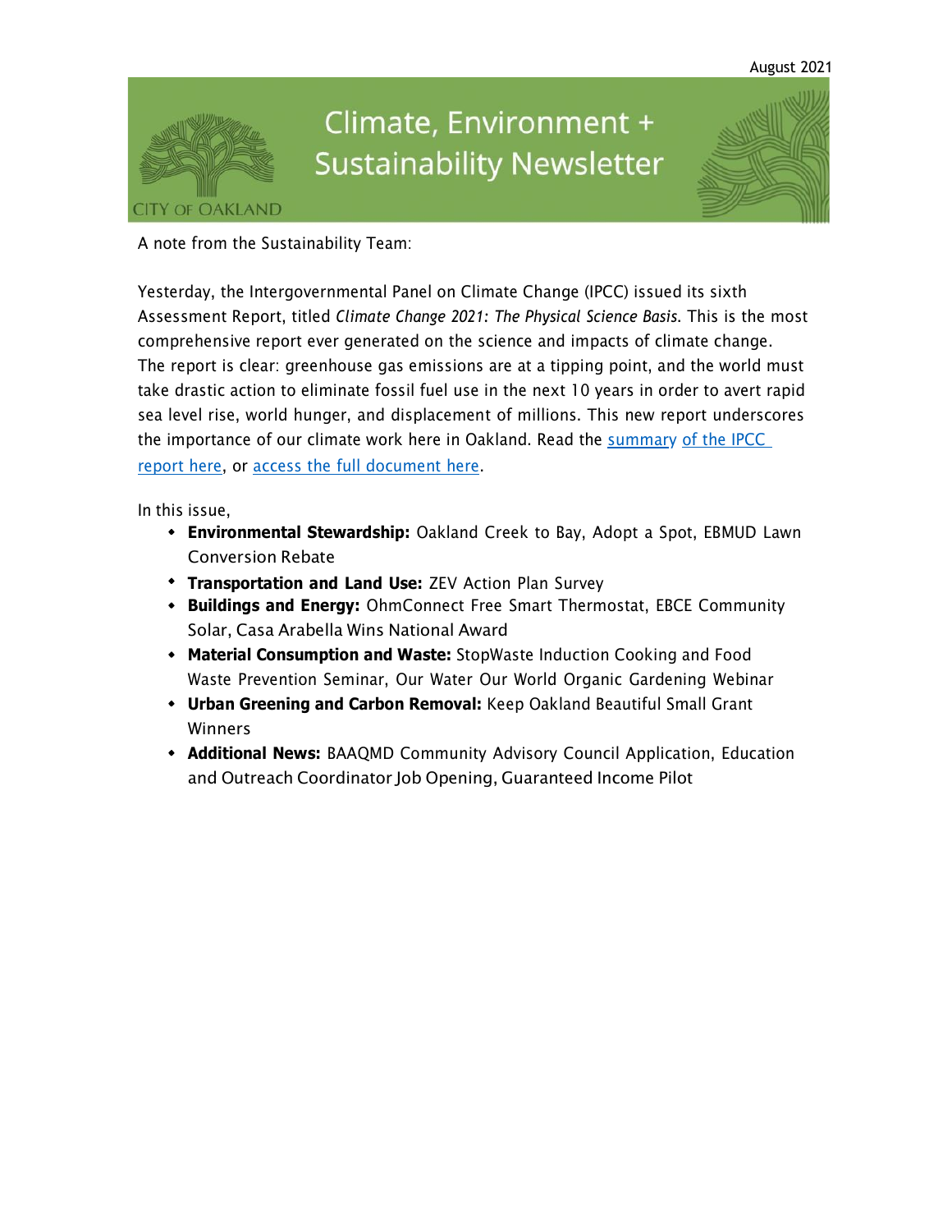August 2021

# Climate, Environment + Sustainability Newsletter

CITY OF OAKLAND

A note from the Sustainability Team:

Yesterday, the Intergovernmental Panel on Climate Change (IPCC) issued its sixth Assessment Report, titled *Climate Change 2021: The Physical Science Basis*. This is the most comprehensive report ever generated on the science and impacts of climate change. The report is clear: greenhouse gas emissions are at a tipping point, and the world must take drastic action to eliminate fossil fuel use in the next 10 years in order to avert rapid sea level rise, world hunger, and displacement of millions. This new report underscores the importance of our climate work here in Oakland. Read the summary of the IPCC report here, or access the full document here.

In this issue,

- **Environmental Stewardship:** Oakland Creek to Bay, Adopt a Spot, EBMUD Lawn Conversion Rebate
- **Transportation and Land Use:** ZEV Action Plan Survey
- **Buildings and Energy:** OhmConnect Free Smart Thermostat, EBCE Community Solar, Casa Arabella Wins National Award
- **Material Consumption and Waste:** StopWaste Induction Cooking and Food Waste Prevention Seminar, Our Water Our World Organic Gardening Webinar
- **Urban Greening and Carbon Removal:** Keep Oakland Beautiful Small Grant Winners
- **Additional News:** BAAQMD Community Advisory Council Application, Education and Outreach Coordinator Job Opening, Guaranteed Income Pilot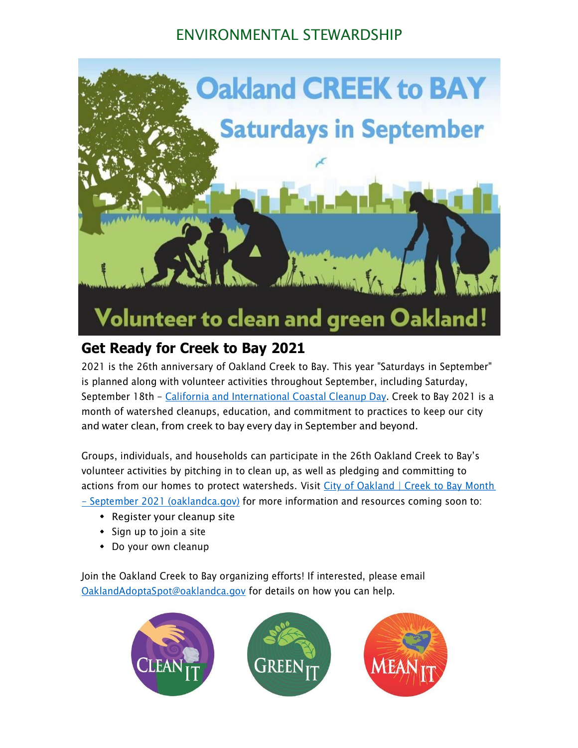# ENVIRONMENTAL STEWARDSHIP

Oakland CREEK to BAY

Saturdays in September

Volunteer to clean and green Oakland!

## Get Ready for Creek to Bay 2021

2021 is the 26th anniversary of Oakland Creek to Bay. This year "Saturdays in September" is planned along with volunteer activities throughout September, including Saturday, September 18th – [California and International Coastal Cleanup Day](). Creek to Bay 2021 is a month of watershed cleanups, education, and commitment to practices to keep our city and water clean, from creek to bay every day in September and beyond.

Groups, individuals, and households can participate in the 26th Oakland Creek to Bay's volunteer activities by pitching in to clean up, as well as pledging and committing to actions from our homes to protect watersheds. Visit [City of Oakland | Creek to Bay Month – September 2021 (oaklandca.gov)]() for more information and resources coming soon to:

- Register your cleanup site
- Sign up to join a site
- Do your own cleanup

Join the Oakland Creek to Bay organizing efforts! If interested, please email [OaklandAdoptaSpot@oaklandca.gov]() for details on how you can help.

CLEAN IT GREEN IT MEAN IT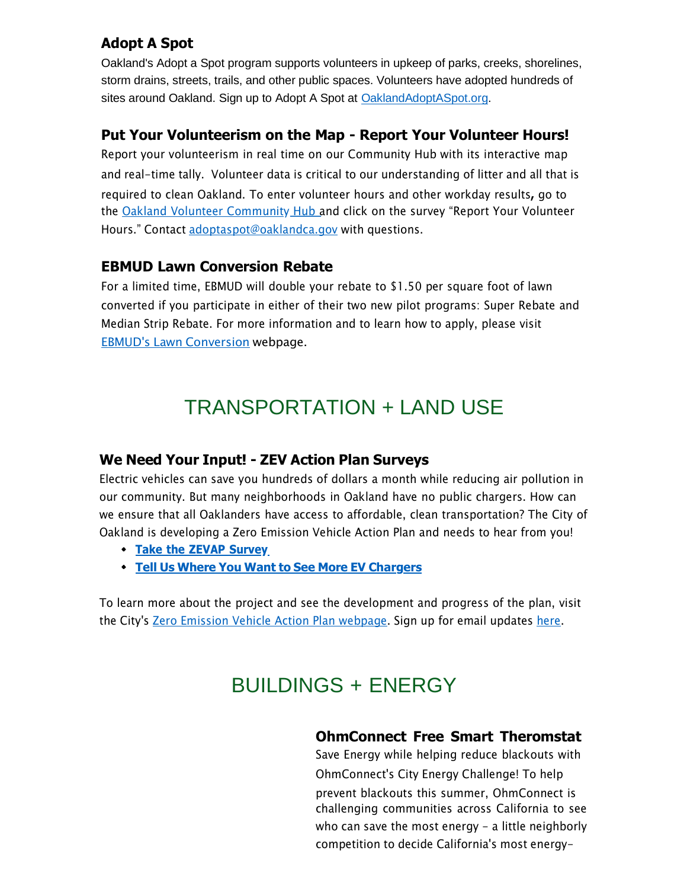### Adopt A Spot

Oakland's Adopt a Spot program supports volunteers in upkeep of parks, creeks, shorelines, storm drains, streets, trails, and other public spaces. Volunteers have adopted hundreds of sites around Oakland. Sign up to Adopt A Spot at [OaklandAdoptASpot.org](OaklandAdoptASpot.org).

### Put Your Volunteerism on the Map - Report Your Volunteer Hours!

Report your volunteerism in real time on our Community Hub with its interactive map and real-time tally. Volunteer data is critical to our understanding of litter and all that is required to clean Oakland. To enter volunteer hours and other workday results**,** go to the Oakland Volunteer Community Hub and click on the survey "Report Your Volunteer Hours." Contact adoptaspot@oaklandca.gov with questions.

### EBMUD Lawn Conversion Rebate

For a limited time, EBMUD will double your rebate to $1.50 per square foot of lawn converted if you participate in either of their two new pilot programs: Super Rebate and Median Strip Rebate. For more information and to learn how to apply, please visit EBMUD's Lawn Conversion webpage.

## TRANSPORTATION + LAND USE

### We Need Your Input! - ZEV Action Plan Surveys

Electric vehicles can save you hundreds of dollars a month while reducing air pollution in our community. But many neighborhoods in Oakland have no public chargers. How can we ensure that all Oaklanders have access to affordable, clean transportation? The City of Oakland is developing a Zero Emission Vehicle Action Plan and needs to hear from you!

- **Take the ZEVAP Survey**
- **Tell Us Where You Want to See More EV Chargers**

To learn more about the project and see the development and progress of the plan, visit the City's Zero Emission Vehicle Action Plan webpage. Sign up for email updates here.

## BUILDINGS + ENERGY

### OhmConnect Free Smart Theromstat

Save Energy while helping reduce blackouts with OhmConnect's City Energy Challenge! To help prevent blackouts this summer, OhmConnect is challenging communities across California to see who can save the most energy - a little neighborly competition to decide California's most energy-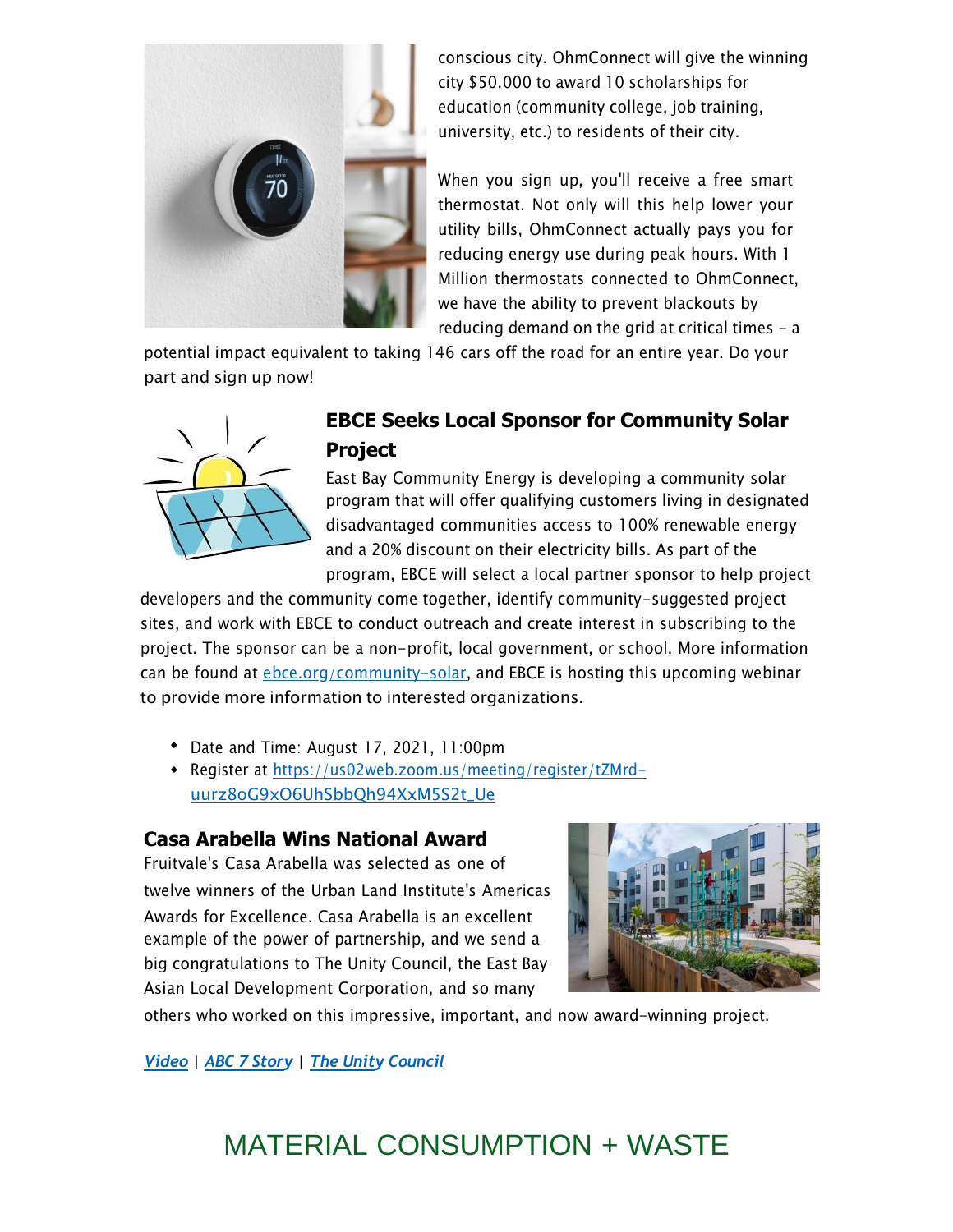conscious city. OhmConnect will give the winning city $50,000 to award 10 scholarships for education (community college, job training, university, etc.) to residents of their city.

When you sign up, you'll receive a free smart thermostat. Not only will this help lower your utility bills, OhmConnect actually pays you for reducing energy use during peak hours. With 1 Million thermostats connected to OhmConnect, we have the ability to prevent blackouts by reducing demand on the grid at critical times - a potential impact equivalent to taking 146 cars off the road for an entire year. Do your part and sign up now!

### EBCE Seeks Local Sponsor for Community Solar Project

East Bay Community Energy is developing a community solar program that will offer qualifying customers living in designated disadvantaged communities access to 100% renewable energy and a 20% discount on their electricity bills. As part of the program, EBCE will select a local partner sponsor to help project developers and the community come together, identify community-suggested project sites, and work with EBCE to conduct outreach and create interest in subscribing to the project. The sponsor can be a non-profit, local government, or school. More information can be found at ebce.org/community-solar, and EBCE is hosting this upcoming webinar to provide more information to interested organizations.

- Date and Time: August 17, 2021, 11:00pm
- Register at https://us02web.zoom.us/meeting/register/tZMrd-uurz8oG9xO6UhSbbQh94XxM5S2t_Ue

### Casa Arabella Wins National Award

Fruitvale's Casa Arabella was selected as one of twelve winners of the Urban Land Institute's Americas Awards for Excellence. Casa Arabella is an excellent example of the power of partnership, and we send a big congratulations to The Unity Council, the East Bay Asian Local Development Corporation, and so many others who worked on this impressive, important, and now award-winning project.

***Video*** | ***ABC 7 Story*** | ***The Unity Council***

## MATERIAL CONSUMPTION + WASTE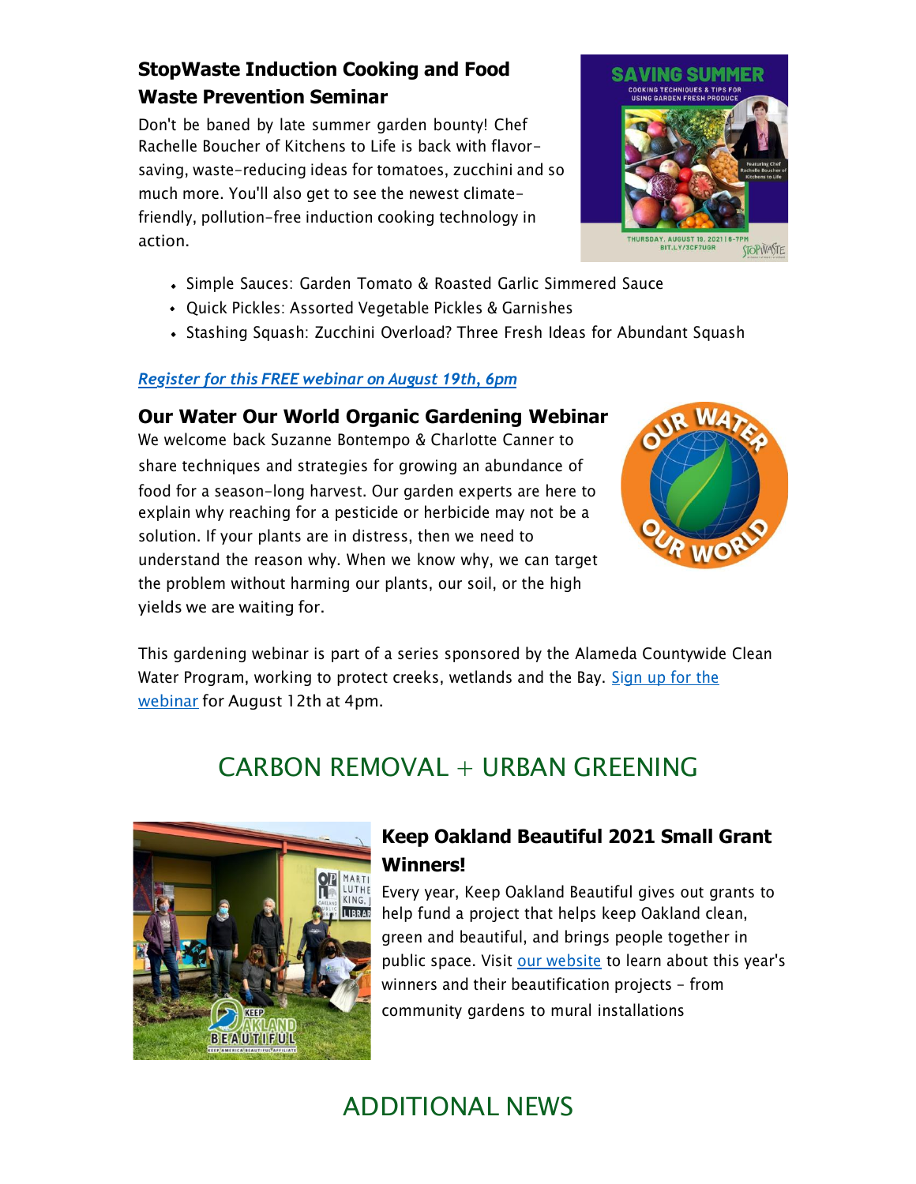### StopWaste Induction Cooking and Food Waste Prevention Seminar

Don't be baned by late summer garden bounty! Chef Rachelle Boucher of Kitchens to Life is back with flavor-saving, waste-reducing ideas for tomatoes, zucchini and so much more. You'll also get to see the newest climate-friendly, pollution-free induction cooking technology in action.

- Simple Sauces: Garden Tomato & Roasted Garlic Simmered Sauce
- Quick Pickles: Assorted Vegetable Pickles & Garnishes
- Stashing Squash: Zucchini Overload? Three Fresh Ideas for Abundant Squash

*Register for this FREE webinar on August 19th, 6pm*

### Our Water Our World Organic Gardening Webinar

We welcome back Suzanne Bontempo & Charlotte Canner to share techniques and strategies for growing an abundance of food for a season-long harvest. Our garden experts are here to explain why reaching for a pesticide or herbicide may not be a solution. If your plants are in distress, then we need to understand the reason why. When we know why, we can target the problem without harming our plants, our soil, or the high yields we are waiting for.

This gardening webinar is part of a series sponsored by the Alameda Countywide Clean Water Program, working to protect creeks, wetlands and the Bay. Sign up for the webinar for August 12th at 4pm.

## CARBON REMOVAL + URBAN GREENING

### Keep Oakland Beautiful 2021 Small Grant Winners!

Every year, Keep Oakland Beautiful gives out grants to help fund a project that helps keep Oakland clean, green and beautiful, and brings people together in public space. Visit our website to learn about this year's winners and their beautification projects - from community gardens to mural installations

## ADDITIONAL NEWS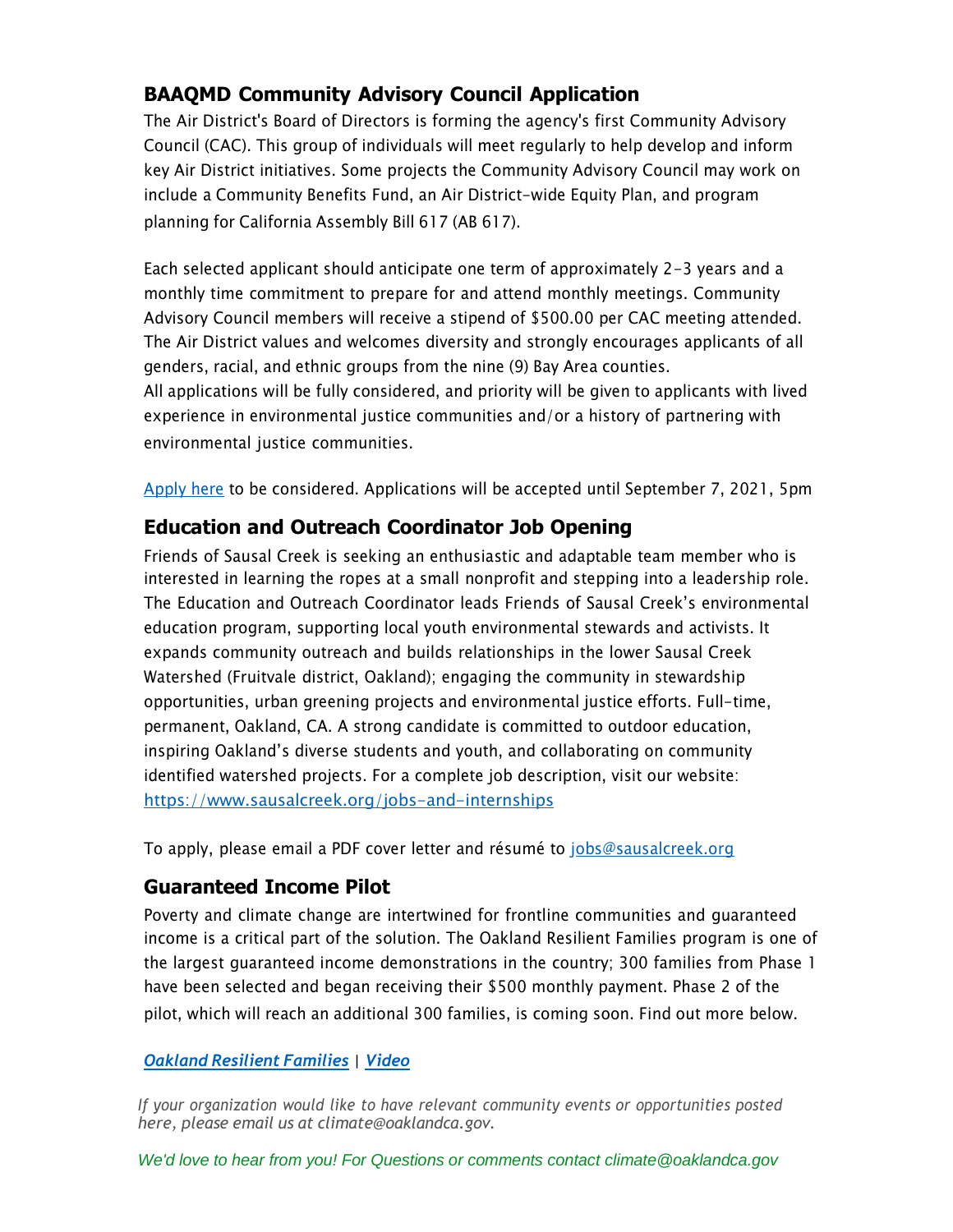## BAAQMD Community Advisory Council Application

The Air District's Board of Directors is forming the agency's first Community Advisory Council (CAC). This group of individuals will meet regularly to help develop and inform key Air District initiatives. Some projects the Community Advisory Council may work on include a Community Benefits Fund, an Air District-wide Equity Plan, and program planning for California Assembly Bill 617 (AB 617).

Each selected applicant should anticipate one term of approximately 2-3 years and a monthly time commitment to prepare for and attend monthly meetings. Community Advisory Council members will receive a stipend of $500.00 per CAC meeting attended. The Air District values and welcomes diversity and strongly encourages applicants of all genders, racial, and ethnic groups from the nine (9) Bay Area counties.
All applications will be fully considered, and priority will be given to applicants with lived experience in environmental justice communities and/or a history of partnering with environmental justice communities.

Apply here to be considered. Applications will be accepted until September 7, 2021, 5pm

## Education and Outreach Coordinator Job Opening

Friends of Sausal Creek is seeking an enthusiastic and adaptable team member who is interested in learning the ropes at a small nonprofit and stepping into a leadership role. The Education and Outreach Coordinator leads Friends of Sausal Creek's environmental education program, supporting local youth environmental stewards and activists. It expands community outreach and builds relationships in the lower Sausal Creek Watershed (Fruitvale district, Oakland); engaging the community in stewardship opportunities, urban greening projects and environmental justice efforts. Full-time, permanent, Oakland, CA. A strong candidate is committed to outdoor education, inspiring Oakland's diverse students and youth, and collaborating on community identified watershed projects. For a complete job description, visit our website: https://www.sausalcreek.org/jobs-and-internships

To apply, please email a PDF cover letter and résumé to jobs@sausalcreek.org

## Guaranteed Income Pilot

Poverty and climate change are intertwined for frontline communities and guaranteed income is a critical part of the solution. The Oakland Resilient Families program is one of the largest guaranteed income demonstrations in the country; 300 families from Phase 1 have been selected and began receiving their $500 monthly payment. Phase 2 of the pilot, which will reach an additional 300 families, is coming soon. Find out more below.

***Oakland Resilient Families*** | ***Video***

*If your organization would like to have relevant community events or opportunities posted here, please email us at climate@oaklandca.gov.*

*We'd love to hear from you! For Questions or comments contact climate@oaklandca.gov*